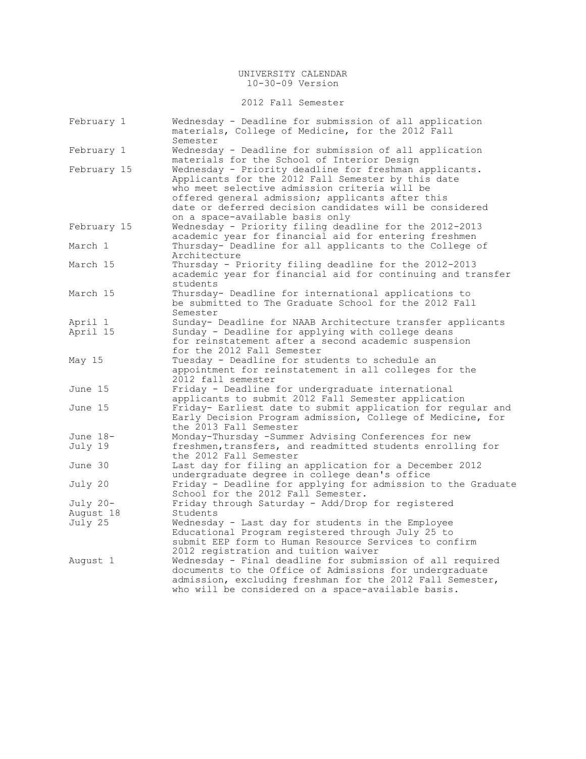# UNIVERSITY CALENDAR

10-30-09 Version

## 2012 Fall Semester

| Date | Event |
|---|---|
| February 1 | Wednesday - Deadline for submission of all application materials, College of Medicine, for the 2012 Fall Semester |
| February 1 | Wednesday - Deadline for submission of all application materials for the School of Interior Design |
| February 15 | Wednesday - Priority deadline for freshman applicants. Applicants for the 2012 Fall Semester by this date who meet selective admission criteria will be offered general admission; applicants after this date or deferred decision candidates will be considered on a space-available basis only |
| February 15 | Wednesday - Priority filing deadline for the 2012-2013 academic year for financial aid for entering freshmen |
| March 1 | Thursday- Deadline for all applicants to the College of Architecture |
| March 15 | Thursday - Priority filing deadline for the 2012-2013 academic year for financial aid for continuing and transfer students |
| March 15 | Thursday- Deadline for international applications to be submitted to The Graduate School for the 2012 Fall Semester |
| April 1 | Sunday- Deadline for NAAB Architecture transfer applicants |
| April 15 | Sunday - Deadline for applying with college deans for reinstatement after a second academic suspension for the 2012 Fall Semester |
| May 15 | Tuesday - Deadline for students to schedule an appointment for reinstatement in all colleges for the 2012 fall semester |
| June 15 | Friday - Deadline for undergraduate international applicants to submit 2012 Fall Semester application |
| June 15 | Friday- Earliest date to submit application for regular and Early Decision Program admission, College of Medicine, for the 2013 Fall Semester |
| June 18- July 19 | Monday-Thursday -Summer Advising Conferences for new freshmen,transfers, and readmitted students enrolling for the 2012 Fall Semester |
| June 30 | Last day for filing an application for a December 2012 undergraduate degree in college dean's office |
| July 20 | Friday - Deadline for applying for admission to the Graduate School for the 2012 Fall Semester. |
| July 20- August 18 | Friday through Saturday - Add/Drop for registered Students |
| July 25 | Wednesday - Last day for students in the Employee Educational Program registered through July 25 to submit EEP form to Human Resource Services to confirm 2012 registration and tuition waiver |
| August 1 | Wednesday - Final deadline for submission of all required documents to the Office of Admissions for undergraduate admission, excluding freshman for the 2012 Fall Semester, who will be considered on a space-available basis. |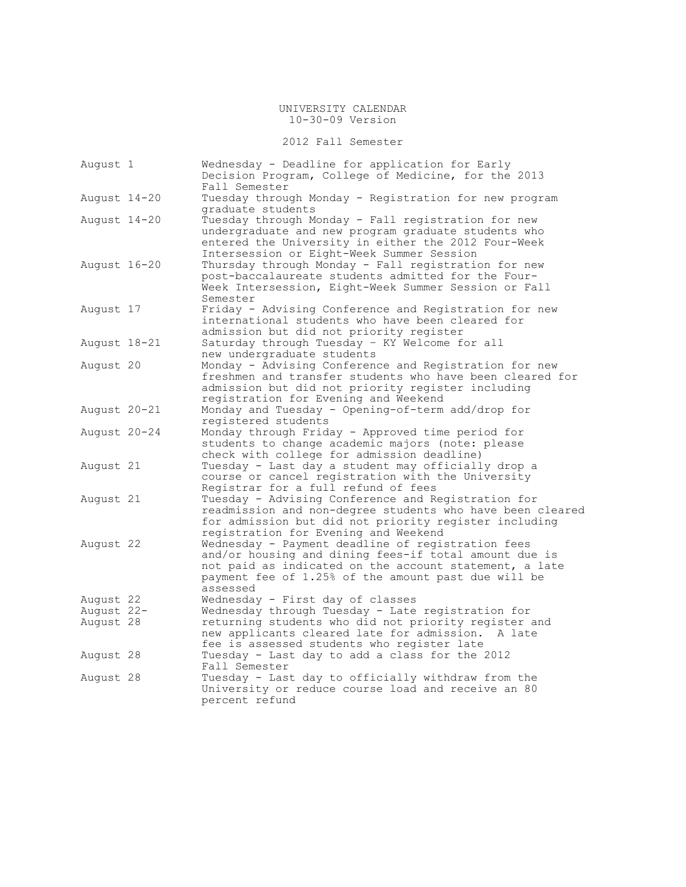UNIVERSITY CALENDAR
10-30-09 Version

## 2012 Fall Semester

| Date | Event |
|---|---|
| August 1 | Wednesday - Deadline for application for Early Decision Program, College of Medicine, for the 2013 Fall Semester |
| August 14-20 | Tuesday through Monday - Registration for new program graduate students |
| August 14-20 | Tuesday through Monday - Fall registration for new undergraduate and new program graduate students who entered the University in either the 2012 Four-Week Intersession or Eight-Week Summer Session |
| August 16-20 | Thursday through Monday - Fall registration for new post-baccalaureate students admitted for the Four-Week Intersession, Eight-Week Summer Session or Fall Semester |
| August 17 | Friday - Advising Conference and Registration for new international students who have been cleared for admission but did not priority register |
| August 18-21 | Saturday through Tuesday – KY Welcome for all new undergraduate students |
| August 20 | Monday - Advising Conference and Registration for new freshmen and transfer students who have been cleared for admission but did not priority register including registration for Evening and Weekend |
| August 20-21 | Monday and Tuesday - Opening-of-term add/drop for registered students |
| August 20-24 | Monday through Friday - Approved time period for students to change academic majors (note: please check with college for admission deadline) |
| August 21 | Tuesday - Last day a student may officially drop a course or cancel registration with the University Registrar for a full refund of fees |
| August 21 | Tuesday - Advising Conference and Registration for readmission and non-degree students who have been cleared for admission but did not priority register including registration for Evening and Weekend |
| August 22 | Wednesday - Payment deadline of registration fees and/or housing and dining fees-if total amount due is not paid as indicated on the account statement, a late payment fee of 1.25% of the amount past due will be assessed |
| August 22 | Wednesday - First day of classes |
| August 22-August 28 | Wednesday through Tuesday - Late registration for returning students who did not priority register and new applicants cleared late for admission. A late fee is assessed students who register late |
| August 28 | Tuesday - Last day to add a class for the 2012 Fall Semester |
| August 28 | Tuesday - Last day to officially withdraw from the University or reduce course load and receive an 80 percent refund |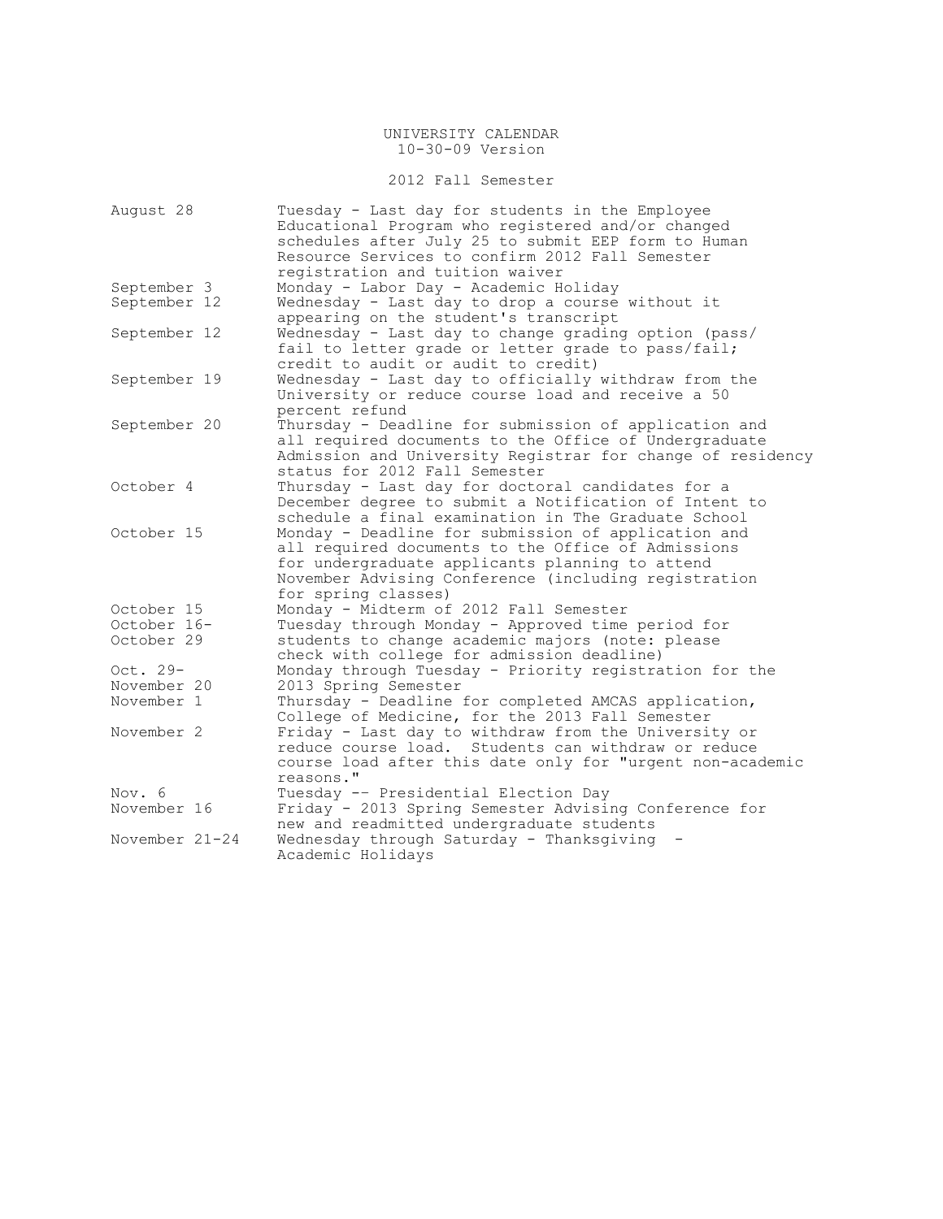UNIVERSITY CALENDAR
10-30-09 Version

## 2012 Fall Semester

| Date | Event |
| --- | --- |
| August 28 | Tuesday - Last day for students in the Employee Educational Program who registered and/or changed schedules after July 25 to submit EEP form to Human Resource Services to confirm 2012 Fall Semester registration and tuition waiver |
| September 3 | Monday - Labor Day - Academic Holiday |
| September 12 | Wednesday - Last day to drop a course without it appearing on the student's transcript |
| September 12 | Wednesday - Last day to change grading option (pass/fail to letter grade or letter grade to pass/fail; credit to audit or audit to credit) |
| September 19 | Wednesday - Last day to officially withdraw from the University or reduce course load and receive a 50 percent refund |
| September 20 | Thursday - Deadline for submission of application and all required documents to the Office of Undergraduate Admission and University Registrar for change of residency status for 2012 Fall Semester |
| October 4 | Thursday - Last day for doctoral candidates for a December degree to submit a Notification of Intent to schedule a final examination in The Graduate School |
| October 15 | Monday - Deadline for submission of application and all required documents to the Office of Admissions for undergraduate applicants planning to attend November Advising Conference (including registration for spring classes) |
| October 15 | Monday - Midterm of 2012 Fall Semester |
| October 16-October 29 | Tuesday through Monday - Approved time period for students to change academic majors (note: please check with college for admission deadline) |
| Oct. 29-November 20 | Monday through Tuesday - Priority registration for the 2013 Spring Semester |
| November 1 | Thursday - Deadline for completed AMCAS application, College of Medicine, for the 2013 Fall Semester |
| November 2 | Friday - Last day to withdraw from the University or reduce course load. Students can withdraw or reduce course load after this date only for "urgent non-academic reasons." |
| Nov. 6 | Tuesday -- Presidential Election Day |
| November 16 | Friday - 2013 Spring Semester Advising Conference for new and readmitted undergraduate students |
| November 21-24 | Wednesday through Saturday - Thanksgiving - Academic Holidays |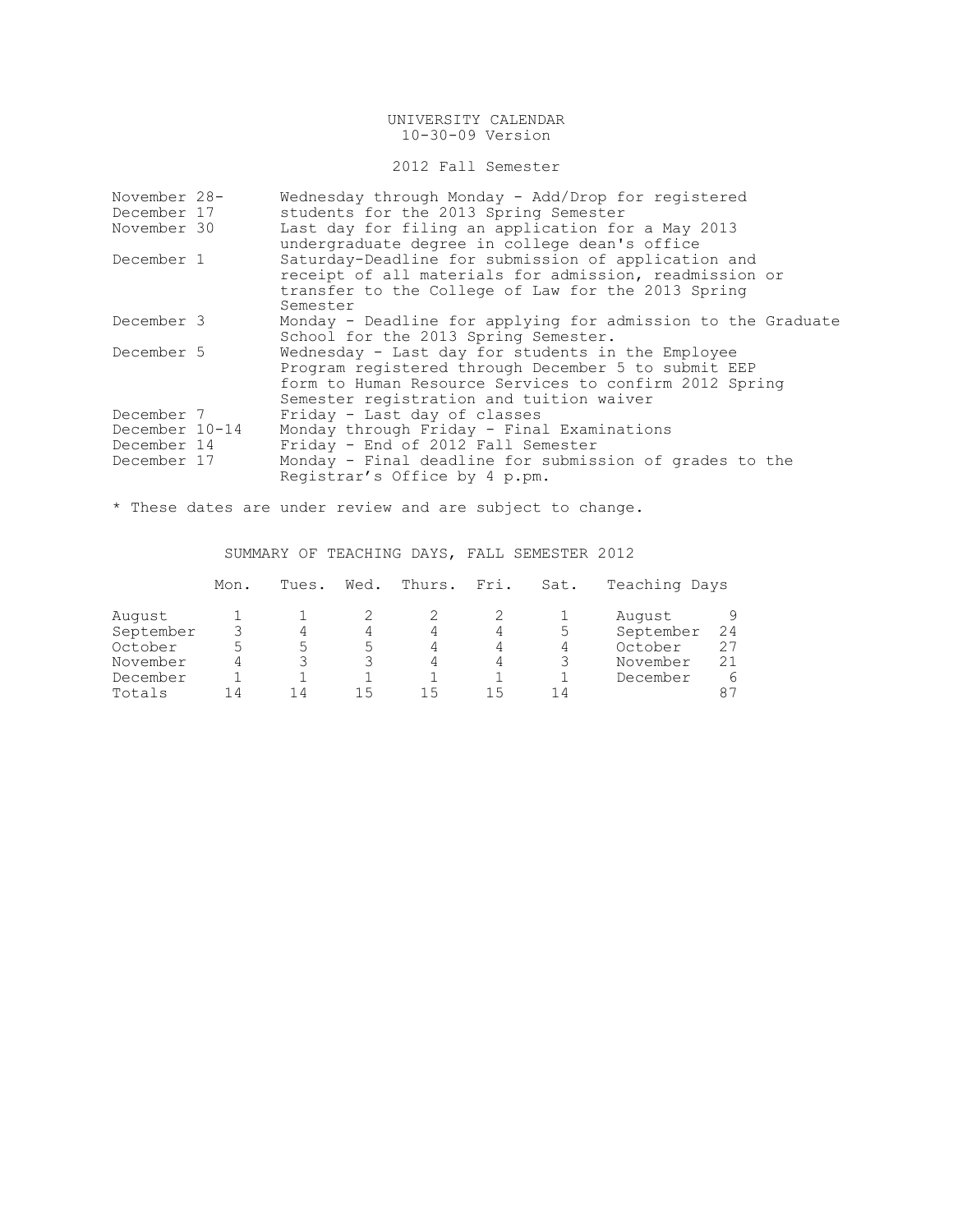UNIVERSITY CALENDAR
10-30-09 Version

2012 Fall Semester

| | |
|---|---|
| November 28-December 17 | Wednesday through Monday - Add/Drop for registered students for the 2013 Spring Semester |
| November 30 | Last day for filing an application for a May 2013 undergraduate degree in college dean's office |
| December 1 | Saturday-Deadline for submission of application and receipt of all materials for admission, readmission or transfer to the College of Law for the 2013 Spring Semester |
| December 3 | Monday - Deadline for applying for admission to the Graduate School for the 2013 Spring Semester. |
| December 5 | Wednesday - Last day for students in the Employee Program registered through December 5 to submit EEP form to Human Resource Services to confirm 2012 Spring Semester registration and tuition waiver |
| December 7 | Friday - Last day of classes |
| December 10-14 | Monday through Friday - Final Examinations |
| December 14 | Friday - End of 2012 Fall Semester |
| December 17 | Monday - Final deadline for submission of grades to the Registrar's Office by 4 p.pm. |

* These dates are under review and are subject to change.

SUMMARY OF TEACHING DAYS, FALL SEMESTER 2012

| | Mon. | Tues. | Wed. | Thurs. | Fri. | Sat. | Teaching Days | |
|---|---|---|---|---|---|---|---|---|
| August | 1 | 1 | 2 | 2 | 2 | 1 | August | 9 |
| September | 3 | 4 | 4 | 4 | 4 | 5 | September | 24 |
| October | 5 | 5 | 5 | 4 | 4 | 4 | October | 27 |
| November | 4 | 3 | 3 | 4 | 4 | 3 | November | 21 |
| December | 1 | 1 | 1 | 1 | 1 | 1 | December | 6 |
| Totals | 14 | 14 | 15 | 15 | 15 | 14 | | 87 |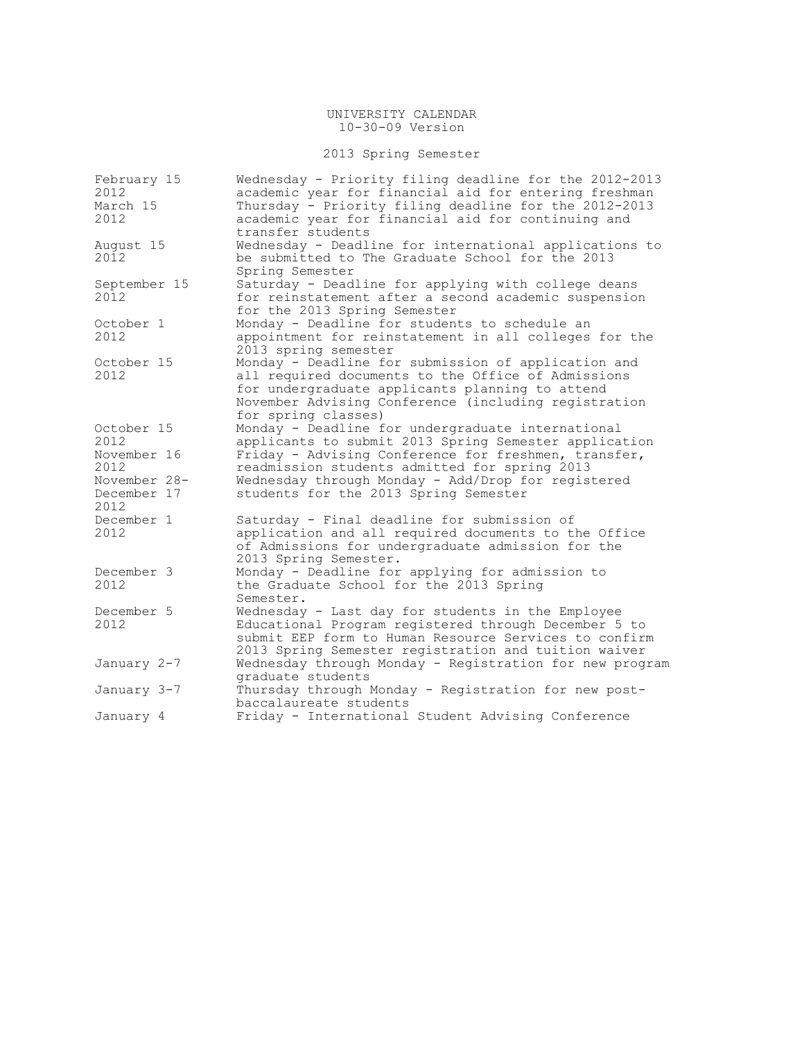# UNIVERSITY CALENDAR

10-30-09 Version

## 2013 Spring Semester

| Date | Event |
|---|---|
| February 15 2012 | Wednesday - Priority filing deadline for the 2012-2013 academic year for financial aid for entering freshman |
| March 15 2012 | Thursday - Priority filing deadline for the 2012-2013 academic year for financial aid for continuing and transfer students |
| August 15 2012 | Wednesday - Deadline for international applications to be submitted to The Graduate School for the 2013 Spring Semester |
| September 15 2012 | Saturday - Deadline for applying with college deans for reinstatement after a second academic suspension for the 2013 Spring Semester |
| October 1 2012 | Monday - Deadline for students to schedule an appointment for reinstatement in all colleges for the 2013 spring semester |
| October 15 2012 | Monday - Deadline for submission of application and all required documents to the Office of Admissions for undergraduate applicants planning to attend November Advising Conference (including registration for spring classes) |
| October 15 2012 | Monday - Deadline for undergraduate international applicants to submit 2013 Spring Semester application |
| November 16 2012 | Friday - Advising Conference for freshmen, transfer, readmission students admitted for spring 2013 |
| November 28-December 17 2012 | Wednesday through Monday - Add/Drop for registered students for the 2013 Spring Semester |
| December 1 2012 | Saturday - Final deadline for submission of application and all required documents to the Office of Admissions for undergraduate admission for the 2013 Spring Semester. |
| December 3 2012 | Monday - Deadline for applying for admission to the Graduate School for the 2013 Spring Semester. |
| December 5 2012 | Wednesday - Last day for students in the Employee Educational Program registered through December 5 to submit EEP form to Human Resource Services to confirm 2013 Spring Semester registration and tuition waiver |
| January 2-7 | Wednesday through Monday - Registration for new program graduate students |
| January 3-7 | Thursday through Monday - Registration for new post-baccalaureate students |
| January 4 | Friday - International Student Advising Conference |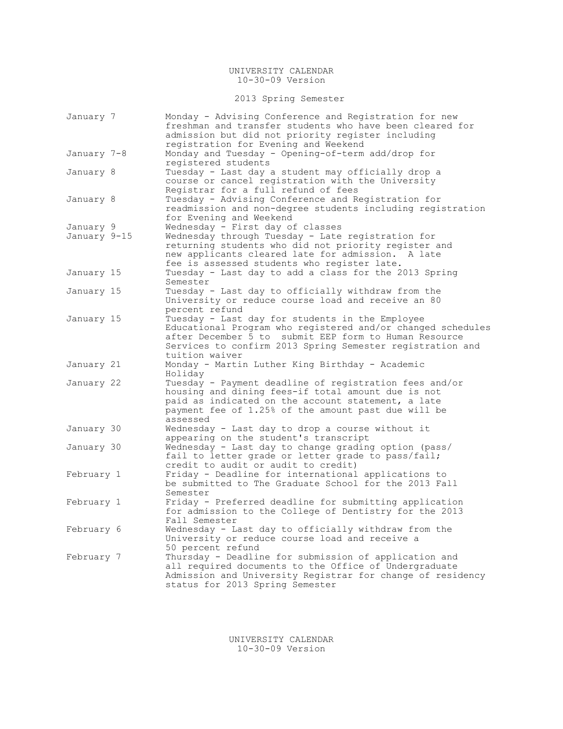# 2013 Spring Semester

| Date | Event |
|---|---|
| January 7 | Monday - Advising Conference and Registration for new freshman and transfer students who have been cleared for admission but did not priority register including registration for Evening and Weekend |
| January 7-8 | Monday and Tuesday - Opening-of-term add/drop for registered students |
| January 8 | Tuesday - Last day a student may officially drop a course or cancel registration with the University Registrar for a full refund of fees |
| January 8 | Tuesday - Advising Conference and Registration for readmission and non-degree students including registration for Evening and Weekend |
| January 9 | Wednesday - First day of classes |
| January 9-15 | Wednesday through Tuesday - Late registration for returning students who did not priority register and new applicants cleared late for admission. A late fee is assessed students who register late. |
| January 15 | Tuesday - Last day to add a class for the 2013 Spring Semester |
| January 15 | Tuesday - Last day to officially withdraw from the University or reduce course load and receive an 80 percent refund |
| January 15 | Tuesday - Last day for students in the Employee Educational Program who registered and/or changed schedules after December 5 to submit EEP form to Human Resource Services to confirm 2013 Spring Semester registration and tuition waiver |
| January 21 | Monday - Martin Luther King Birthday - Academic Holiday |
| January 22 | Tuesday - Payment deadline of registration fees and/or housing and dining fees-if total amount due is not paid as indicated on the account statement, a late payment fee of 1.25% of the amount past due will be assessed |
| January 30 | Wednesday - Last day to drop a course without it appearing on the student's transcript |
| January 30 | Wednesday - Last day to change grading option (pass/fail to letter grade or letter grade to pass/fail; credit to audit or audit to credit) |
| February 1 | Friday - Deadline for international applications to be submitted to The Graduate School for the 2013 Fall Semester |
| February 1 | Friday - Preferred deadline for submitting application for admission to the College of Dentistry for the 2013 Fall Semester |
| February 6 | Wednesday - Last day to officially withdraw from the University or reduce course load and receive a 50 percent refund |
| February 7 | Thursday - Deadline for submission of application and all required documents to the Office of Undergraduate Admission and University Registrar for change of residency status for 2013 Spring Semester |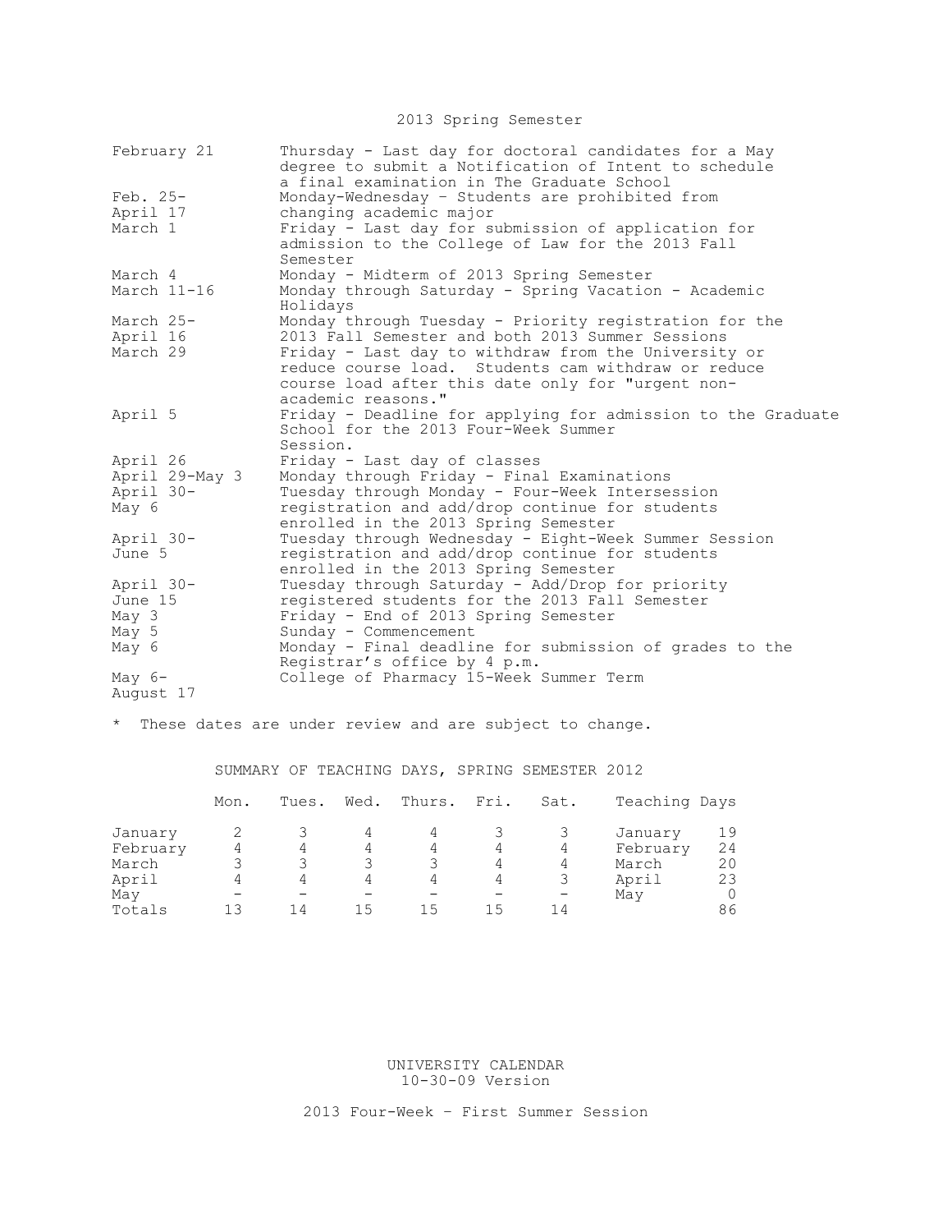## 2013 Spring Semester

| | |
|---|---|
| February 21 | Thursday - Last day for doctoral candidates for a May degree to submit a Notification of Intent to schedule a final examination in The Graduate School |
| Feb. 25-April 17 | Monday-Wednesday – Students are prohibited from changing academic major |
| March 1 | Friday - Last day for submission of application for admission to the College of Law for the 2013 Fall Semester |
| March 4 | Monday - Midterm of 2013 Spring Semester |
| March 11-16 | Monday through Saturday - Spring Vacation - Academic Holidays |
| March 25-April 16 | Monday through Tuesday - Priority registration for the 2013 Fall Semester and both 2013 Summer Sessions |
| March 29 | Friday - Last day to withdraw from the University or reduce course load. Students cam withdraw or reduce course load after this date only for "urgent non-academic reasons." |
| April 5 | Friday - Deadline for applying for admission to the Graduate School for the 2013 Four-Week Summer Session. |
| April 26 | Friday - Last day of classes |
| April 29-May 3 | Monday through Friday - Final Examinations |
| April 30-May 6 | Tuesday through Monday - Four-Week Intersession registration and add/drop continue for students enrolled in the 2013 Spring Semester |
| April 30-June 5 | Tuesday through Wednesday - Eight-Week Summer Session registration and add/drop continue for students enrolled in the 2013 Spring Semester |
| April 30-June 15 | Tuesday through Saturday - Add/Drop for priority registered students for the 2013 Fall Semester |
| May 3 | Friday - End of 2013 Spring Semester |
| May 5 | Sunday - Commencement |
| May 6 | Monday - Final deadline for submission of grades to the Registrar's office by 4 p.m. |
| May 6-August 17 | College of Pharmacy 15-Week Summer Term |

\* These dates are under review and are subject to change.

### SUMMARY OF TEACHING DAYS, SPRING SEMESTER 2012

| | Mon. | Tues. | Wed. | Thurs. | Fri. | Sat. | Teaching Days | |
|---|---|---|---|---|---|---|---|---|
| January | 2 | 3 | 4 | 4 | 3 | 3 | January | 19 |
| February | 4 | 4 | 4 | 4 | 4 | 4 | February | 24 |
| March | 3 | 3 | 3 | 3 | 4 | 4 | March | 20 |
| April | 4 | 4 | 4 | 4 | 4 | 3 | April | 23 |
| May | – | – | – | – | – | – | May | 0 |
| Totals | 13 | 14 | 15 | 15 | 15 | 14 | | 86 |

UNIVERSITY CALENDAR
10-30-09 Version

## 2013 Four-Week – First Summer Session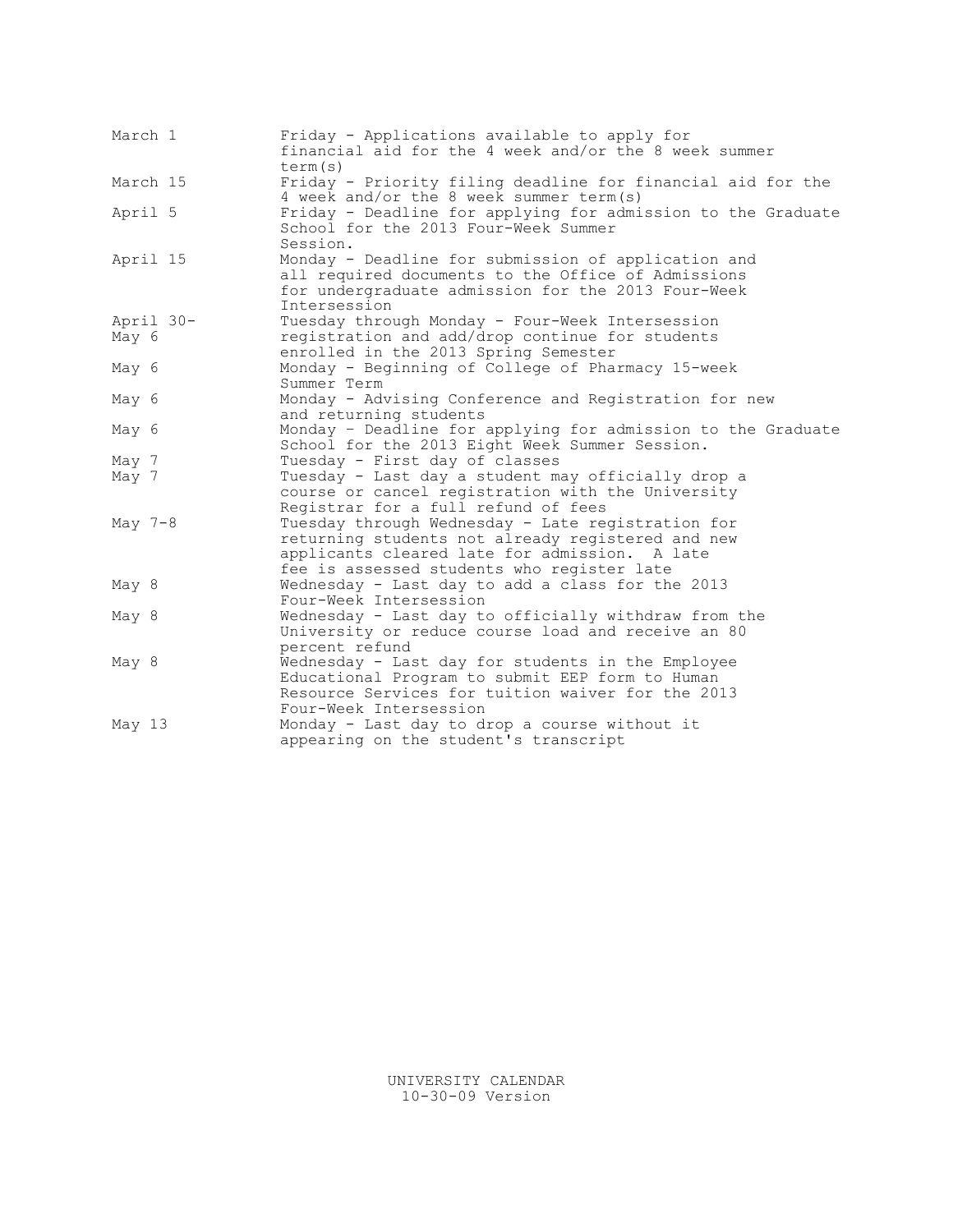| | |
|---|---|
| March 1 | Friday - Applications available to apply for financial aid for the 4 week and/or the 8 week summer term(s) |
| March 15 | Friday - Priority filing deadline for financial aid for the 4 week and/or the 8 week summer term(s) |
| April 5 | Friday - Deadline for applying for admission to the Graduate School for the 2013 Four-Week Summer Session. |
| April 15 | Monday - Deadline for submission of application and all required documents to the Office of Admissions for undergraduate admission for the 2013 Four-Week Intersession |
| April 30-May 6 | Tuesday through Monday - Four-Week Intersession registration and add/drop continue for students enrolled in the 2013 Spring Semester |
| May 6 | Monday - Beginning of College of Pharmacy 15-week Summer Term |
| May 6 | Monday - Advising Conference and Registration for new and returning students |
| May 6 | Monday – Deadline for applying for admission to the Graduate School for the 2013 Eight Week Summer Session. |
| May 7 | Tuesday - First day of classes |
| May 7 | Tuesday - Last day a student may officially drop a course or cancel registration with the University Registrar for a full refund of fees |
| May 7-8 | Tuesday through Wednesday - Late registration for returning students not already registered and new applicants cleared late for admission. A late fee is assessed students who register late |
| May 8 | Wednesday - Last day to add a class for the 2013 Four-Week Intersession |
| May 8 | Wednesday - Last day to officially withdraw from the University or reduce course load and receive an 80 percent refund |
| May 8 | Wednesday - Last day for students in the Employee Educational Program to submit EEP form to Human Resource Services for tuition waiver for the 2013 Four-Week Intersession |
| May 13 | Monday - Last day to drop a course without it appearing on the student's transcript |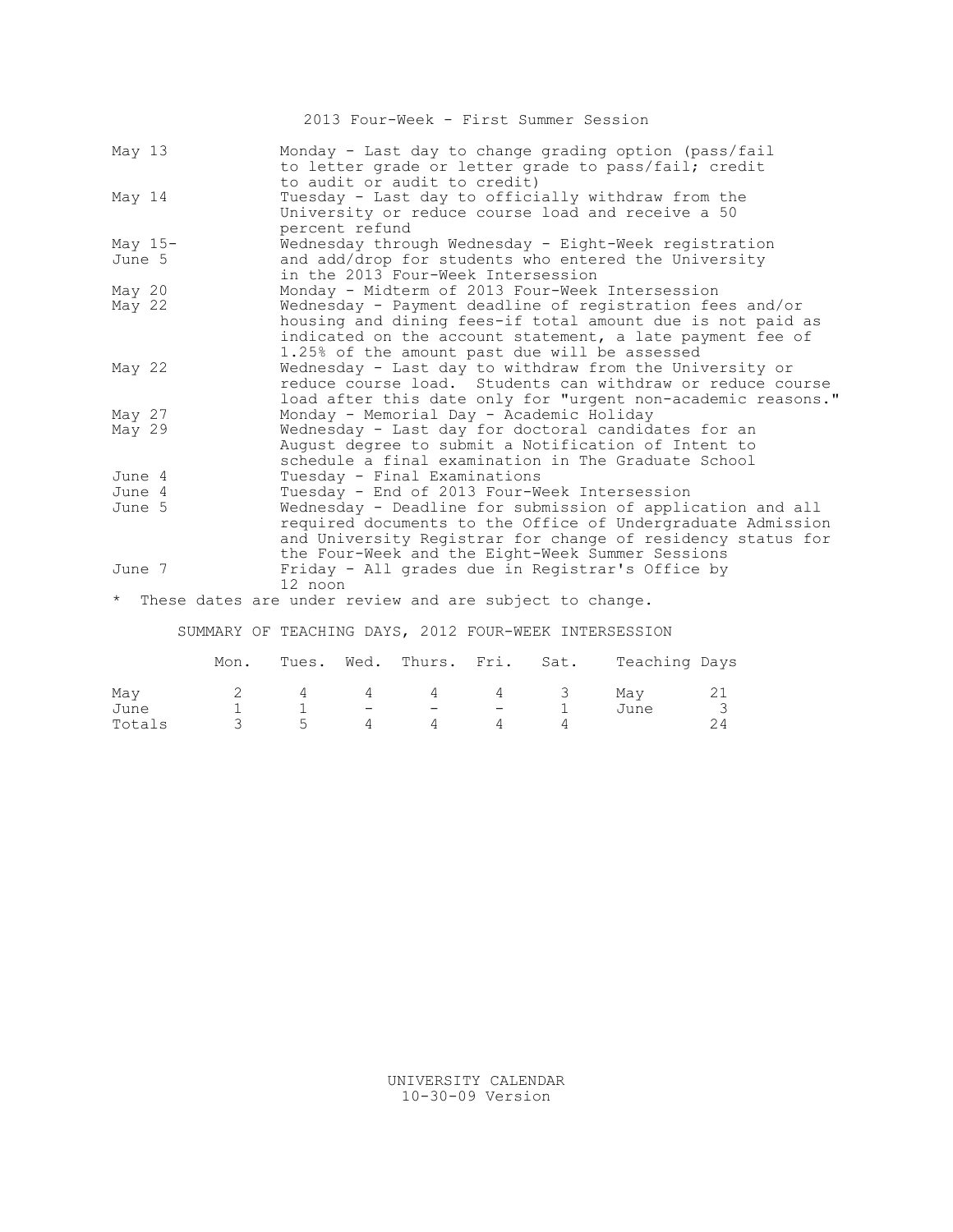## 2013 Four-Week - First Summer Session

| Date | Event |
|---|---|
| May 13 | Monday - Last day to change grading option (pass/fail to letter grade or letter grade to pass/fail; credit to audit or audit to credit) |
| May 14 | Tuesday - Last day to officially withdraw from the University or reduce course load and receive a 50 percent refund |
| May 15-June 5 | Wednesday through Wednesday - Eight-Week registration and add/drop for students who entered the University in the 2013 Four-Week Intersession |
| May 20 | Monday - Midterm of 2013 Four-Week Intersession |
| May 22 | Wednesday - Payment deadline of registration fees and/or housing and dining fees-if total amount due is not paid as indicated on the account statement, a late payment fee of 1.25% of the amount past due will be assessed |
| May 22 | Wednesday - Last day to withdraw from the University or reduce course load. Students can withdraw or reduce course load after this date only for "urgent non-academic reasons." |
| May 27 | Monday - Memorial Day - Academic Holiday |
| May 29 | Wednesday - Last day for doctoral candidates for an August degree to submit a Notification of Intent to schedule a final examination in The Graduate School |
| June 4 | Tuesday - Final Examinations |
| June 4 | Tuesday - End of 2013 Four-Week Intersession |
| June 5 | Wednesday - Deadline for submission of application and all required documents to the Office of Undergraduate Admission and University Registrar for change of residency status for the Four-Week and the Eight-Week Summer Sessions |
| June 7 | Friday - All grades due in Registrar's Office by 12 noon |

* These dates are under review and are subject to change.

### SUMMARY OF TEACHING DAYS, 2012 FOUR-WEEK INTERSESSION

| | Mon. | Tues. | Wed. | Thurs. | Fri. | Sat. | Teaching Days | |
|---|---|---|---|---|---|---|---|---|
| May | 2 | 4 | 4 | 4 | 4 | 3 | May | 21 |
| June | 1 | 1 | - | - | - | 1 | June | 3 |
| Totals | 3 | 5 | 4 | 4 | 4 | 4 | | 24 |

UNIVERSITY CALENDAR
10-30-09 Version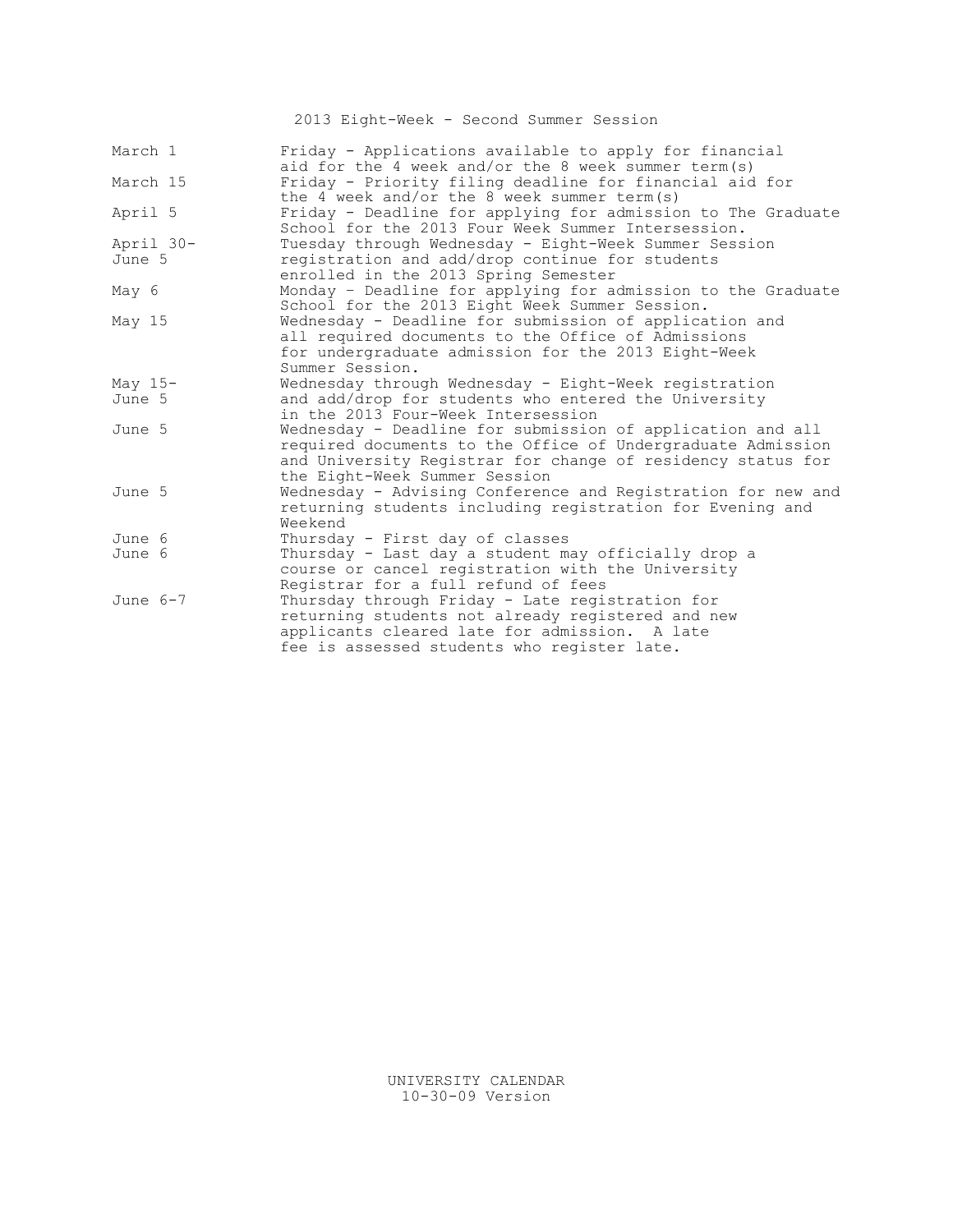## 2013 Eight-Week - Second Summer Session

| Date | Event |
|---|---|
| March 1 | Friday - Applications available to apply for financial aid for the 4 week and/or the 8 week summer term(s) |
| March 15 | Friday - Priority filing deadline for financial aid for the 4 week and/or the 8 week summer term(s) |
| April 5 | Friday - Deadline for applying for admission to The Graduate School for the 2013 Four Week Summer Intersession. |
| April 30-June 5 | Tuesday through Wednesday - Eight-Week Summer Session registration and add/drop continue for students enrolled in the 2013 Spring Semester |
| May 6 | Monday – Deadline for applying for admission to the Graduate School for the 2013 Eight Week Summer Session. |
| May 15 | Wednesday - Deadline for submission of application and all required documents to the Office of Admissions for undergraduate admission for the 2013 Eight-Week Summer Session. |
| May 15-June 5 | Wednesday through Wednesday - Eight-Week registration and add/drop for students who entered the University in the 2013 Four-Week Intersession |
| June 5 | Wednesday - Deadline for submission of application and all required documents to the Office of Undergraduate Admission and University Registrar for change of residency status for the Eight-Week Summer Session |
| June 5 | Wednesday - Advising Conference and Registration for new and returning students including registration for Evening and Weekend |
| June 6 | Thursday - First day of classes |
| June 6 | Thursday - Last day a student may officially drop a course or cancel registration with the University Registrar for a full refund of fees |
| June 6-7 | Thursday through Friday - Late registration for returning students not already registered and new applicants cleared late for admission. A late fee is assessed students who register late. |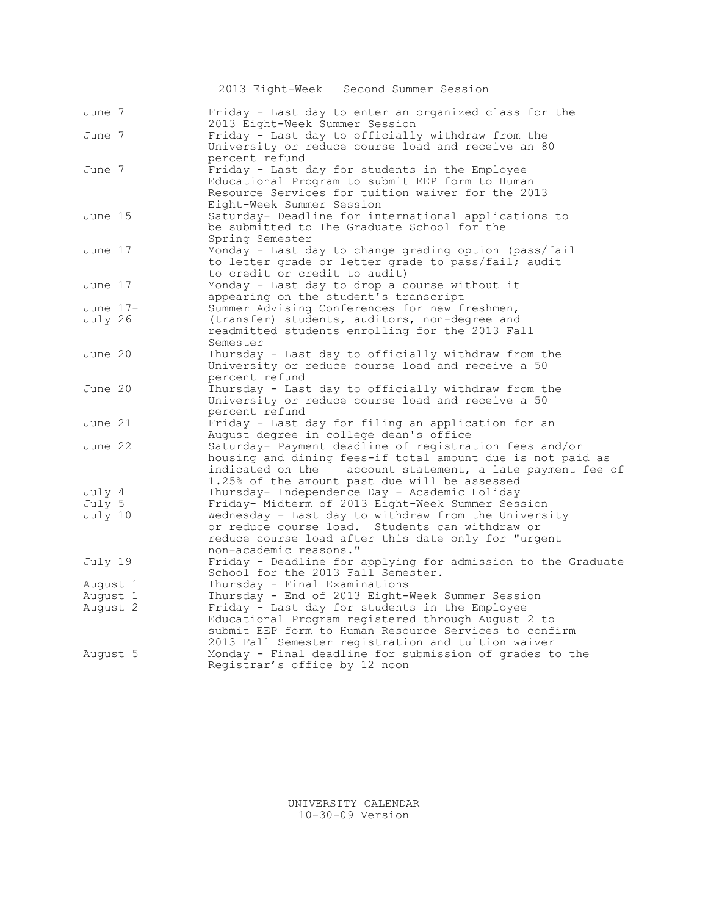## 2013 Eight-Week – Second Summer Session

| Date | Event |
|---|---|
| June 7 | Friday - Last day to enter an organized class for the 2013 Eight-Week Summer Session |
| June 7 | Friday - Last day to officially withdraw from the University or reduce course load and receive an 80 percent refund |
| June 7 | Friday - Last day for students in the Employee Educational Program to submit EEP form to Human Resource Services for tuition waiver for the 2013 Eight-Week Summer Session |
| June 15 | Saturday- Deadline for international applications to be submitted to The Graduate School for the Spring Semester |
| June 17 | Monday - Last day to change grading option (pass/fail to letter grade or letter grade to pass/fail; audit to credit or credit to audit) |
| June 17 | Monday - Last day to drop a course without it appearing on the student's transcript |
| June 17- July 26 | Summer Advising Conferences for new freshmen, (transfer) students, auditors, non-degree and readmitted students enrolling for the 2013 Fall Semester |
| June 20 | Thursday - Last day to officially withdraw from the University or reduce course load and receive a 50 percent refund |
| June 20 | Thursday - Last day to officially withdraw from the University or reduce course load and receive a 50 percent refund |
| June 21 | Friday - Last day for filing an application for an August degree in college dean's office |
| June 22 | Saturday- Payment deadline of registration fees and/or housing and dining fees-if total amount due is not paid as indicated on the account statement, a late payment fee of 1.25% of the amount past due will be assessed |
| July 4 | Thursday- Independence Day - Academic Holiday |
| July 5 | Friday- Midterm of 2013 Eight-Week Summer Session |
| July 10 | Wednesday - Last day to withdraw from the University or reduce course load. Students can withdraw or reduce course load after this date only for "urgent non-academic reasons." |
| July 19 | Friday - Deadline for applying for admission to the Graduate School for the 2013 Fall Semester. |
| August 1 | Thursday - Final Examinations |
| August 1 | Thursday - End of 2013 Eight-Week Summer Session |
| August 2 | Friday - Last day for students in the Employee Educational Program registered through August 2 to submit EEP form to Human Resource Services to confirm 2013 Fall Semester registration and tuition waiver |
| August 5 | Monday - Final deadline for submission of grades to the Registrar's office by 12 noon |

UNIVERSITY CALENDAR
10-30-09 Version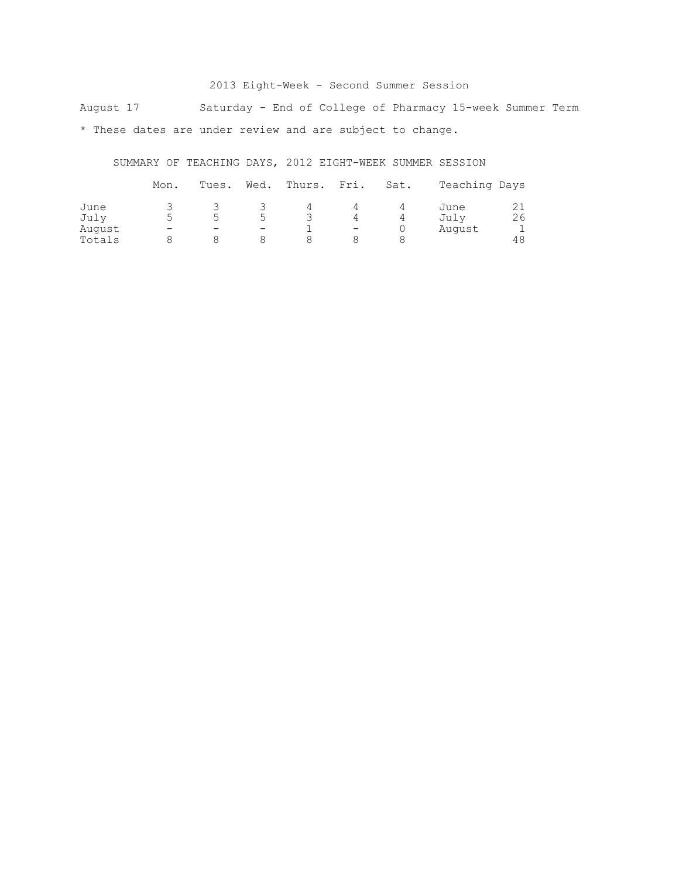## 2013 Eight-Week - Second Summer Session

| | |
|---|---|
| August 17 | Saturday - End of College of Pharmacy 15-week Summer Term |

* These dates are under review and are subject to change.

### SUMMARY OF TEACHING DAYS, 2012 EIGHT-WEEK SUMMER SESSION

| | Mon. | Tues. | Wed. | Thurs. | Fri. | Sat. | Teaching Days | |
|---|---|---|---|---|---|---|---|---|
| June | 3 | 3 | 3 | 4 | 4 | 4 | June | 21 |
| July | 5 | 5 | 5 | 3 | 4 | 4 | July | 26 |
| August | - | - | - | 1 | - | 0 | August | 1 |
| Totals | 8 | 8 | 8 | 8 | 8 | 8 | | 48 |